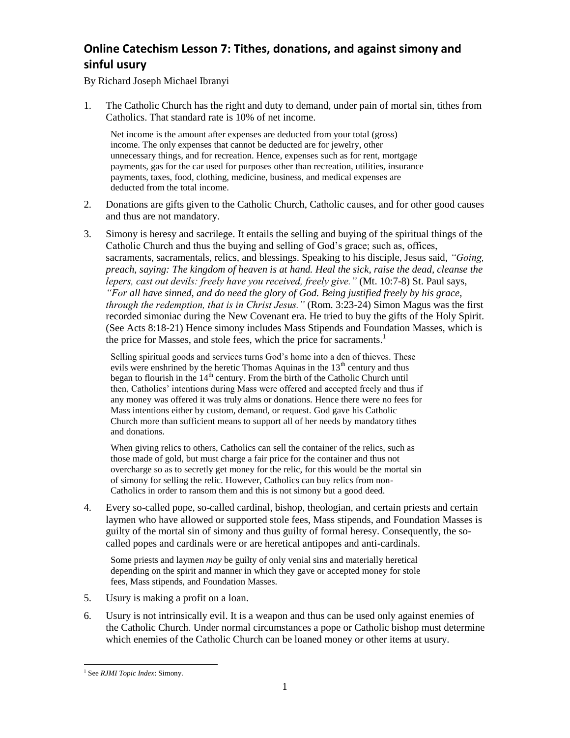# Online Catechism Lesson 7: Tithes, donations, and against simony and sinful usury

By Richard Joseph Michael Ibranyi

1. The Catholic Church has the right and duty to demand, under pain of mortal sin, tithes from Catholics. That standard rate is 10% of net income.

   Net income is the amount after expenses are deducted from your total (gross) income. The only expenses that cannot be deducted are for jewelry, other unnecessary things, and for recreation. Hence, expenses such as for rent, mortgage payments, gas for the car used for purposes other than recreation, utilities, insurance payments, taxes, food, clothing, medicine, business, and medical expenses are deducted from the total income.

2. Donations are gifts given to the Catholic Church, Catholic causes, and for other good causes and thus are not mandatory.

3. Simony is heresy and sacrilege. It entails the selling and buying of the spiritual things of the Catholic Church and thus the buying and selling of God's grace; such as, offices, sacraments, sacramentals, relics, and blessings. Speaking to his disciple, Jesus said, *"Going, preach, saying: The kingdom of heaven is at hand. Heal the sick, raise the dead, cleanse the lepers, cast out devils: freely have you received, freely give."* (Mt. 10:7-8) St. Paul says, *"For all have sinned, and do need the glory of God. Being justified freely by his grace, through the redemption, that is in Christ Jesus."* (Rom. 3:23-24) Simon Magus was the first recorded simoniac during the New Covenant era. He tried to buy the gifts of the Holy Spirit. (See Acts 8:18-21) Hence simony includes Mass Stipends and Foundation Masses, which is the price for Masses, and stole fees, which the price for sacraments.[1]

   Selling spiritual goods and services turns God's home into a den of thieves. These evils were enshrined by the heretic Thomas Aquinas in the 13th century and thus began to flourish in the 14th century. From the birth of the Catholic Church until then, Catholics' intentions during Mass were offered and accepted freely and thus if any money was offered it was truly alms or donations. Hence there were no fees for Mass intentions either by custom, demand, or request. God gave his Catholic Church more than sufficient means to support all of her needs by mandatory tithes and donations.

   When giving relics to others, Catholics can sell the container of the relics, such as those made of gold, but must charge a fair price for the container and thus not overcharge so as to secretly get money for the relic, for this would be the mortal sin of simony for selling the relic. However, Catholics can buy relics from non-Catholics in order to ransom them and this is not simony but a good deed.

4. Every so-called pope, so-called cardinal, bishop, theologian, and certain priests and certain laymen who have allowed or supported stole fees, Mass stipends, and Foundation Masses is guilty of the mortal sin of simony and thus guilty of formal heresy. Consequently, the so-called popes and cardinals were or are heretical antipopes and anti-cardinals.

   Some priests and laymen *may* be guilty of only venial sins and materially heretical depending on the spirit and manner in which they gave or accepted money for stole fees, Mass stipends, and Foundation Masses.

5. Usury is making a profit on a loan.

6. Usury is not intrinsically evil. It is a weapon and thus can be used only against enemies of the Catholic Church. Under normal circumstances a pope or Catholic bishop must determine which enemies of the Catholic Church can be loaned money or other items at usury.

---

[1] See *RJMI Topic Index*: Simony.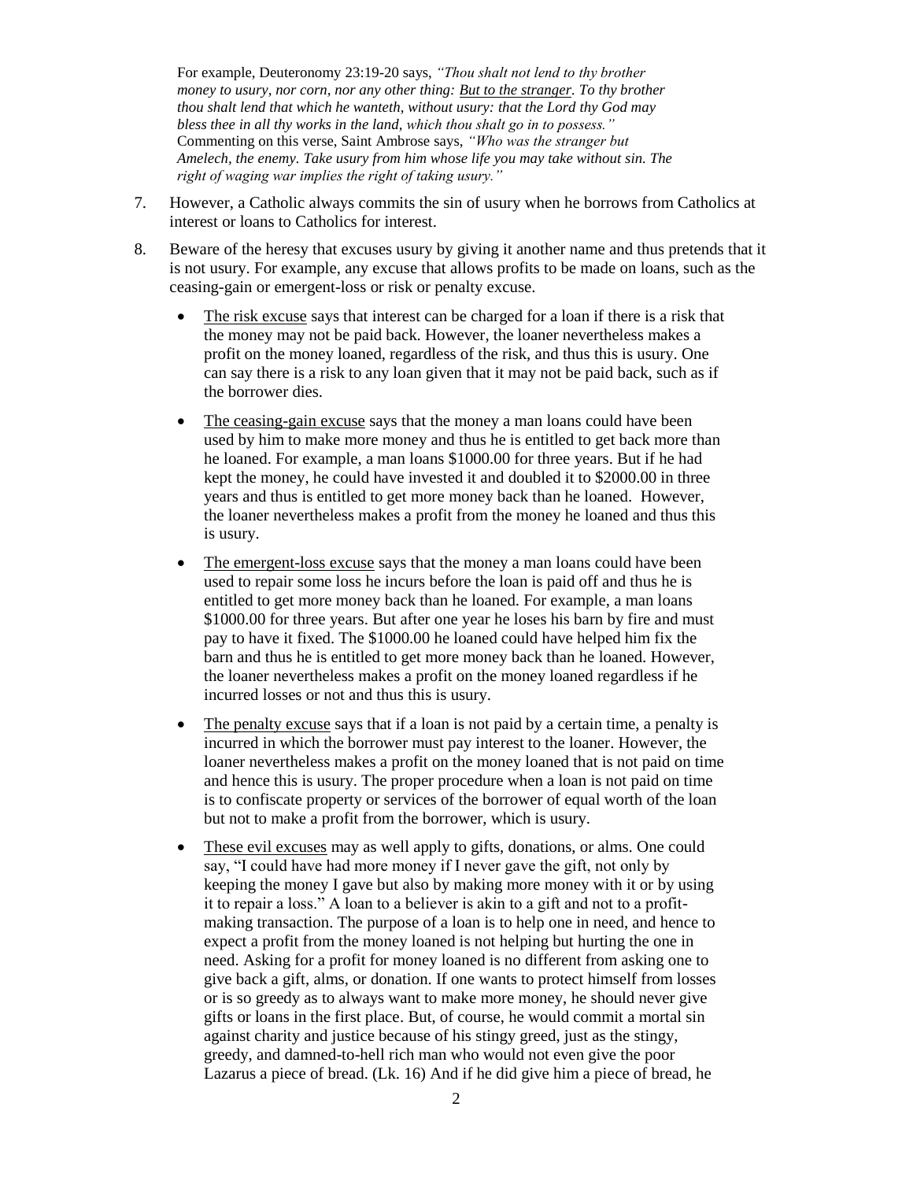For example, Deuteronomy 23:19-20 says, *"Thou shalt not lend to thy brother money to usury, nor corn, nor any other thing: <u>But to the stranger</u>. To thy brother thou shalt lend that which he wanteth, without usury: that the Lord thy God may bless thee in all thy works in the land, which thou shalt go in to possess."* Commenting on this verse, Saint Ambrose says, *"Who was the stranger but Amelech, the enemy. Take usury from him whose life you may take without sin. The right of waging war implies the right of taking usury."*

7. However, a Catholic always commits the sin of usury when he borrows from Catholics at interest or loans to Catholics for interest.

8. Beware of the heresy that excuses usury by giving it another name and thus pretends that it is not usury. For example, any excuse that allows profits to be made on loans, such as the ceasing-gain or emergent-loss or risk or penalty excuse.

   - <u>The risk excuse</u> says that interest can be charged for a loan if there is a risk that the money may not be paid back. However, the loaner nevertheless makes a profit on the money loaned, regardless of the risk, and thus this is usury. One can say there is a risk to any loan given that it may not be paid back, such as if the borrower dies.

   - <u>The ceasing-gain excuse</u> says that the money a man loans could have been used by him to make more money and thus he is entitled to get back more than he loaned. For example, a man loans $1000.00 for three years. But if he had kept the money, he could have invested it and doubled it to $2000.00 in three years and thus is entitled to get more money back than he loaned. However, the loaner nevertheless makes a profit from the money he loaned and thus this is usury.

   - <u>The emergent-loss excuse</u> says that the money a man loans could have been used to repair some loss he incurs before the loan is paid off and thus he is entitled to get more money back than he loaned. For example, a man loans $1000.00 for three years. But after one year he loses his barn by fire and must pay to have it fixed. The $1000.00 he loaned could have helped him fix the barn and thus he is entitled to get more money back than he loaned. However, the loaner nevertheless makes a profit on the money loaned regardless if he incurred losses or not and thus this is usury.

   - <u>The penalty excuse</u> says that if a loan is not paid by a certain time, a penalty is incurred in which the borrower must pay interest to the loaner. However, the loaner nevertheless makes a profit on the money loaned that is not paid on time and hence this is usury. The proper procedure when a loan is not paid on time is to confiscate property or services of the borrower of equal worth of the loan but not to make a profit from the borrower, which is usury.

   - <u>These evil excuses</u> may as well apply to gifts, donations, or alms. One could say, "I could have had more money if I never gave the gift, not only by keeping the money I gave but also by making more money with it or by using it to repair a loss." A loan to a believer is akin to a gift and not to a profit-making transaction. The purpose of a loan is to help one in need, and hence to expect a profit from the money loaned is not helping but hurting the one in need. Asking for a profit for money loaned is no different from asking one to give back a gift, alms, or donation. If one wants to protect himself from losses or is so greedy as to always want to make more money, he should never give gifts or loans in the first place. But, of course, he would commit a mortal sin against charity and justice because of his stingy greed, just as the stingy, greedy, and damned-to-hell rich man who would not even give the poor Lazarus a piece of bread. (Lk. 16) And if he did give him a piece of bread, he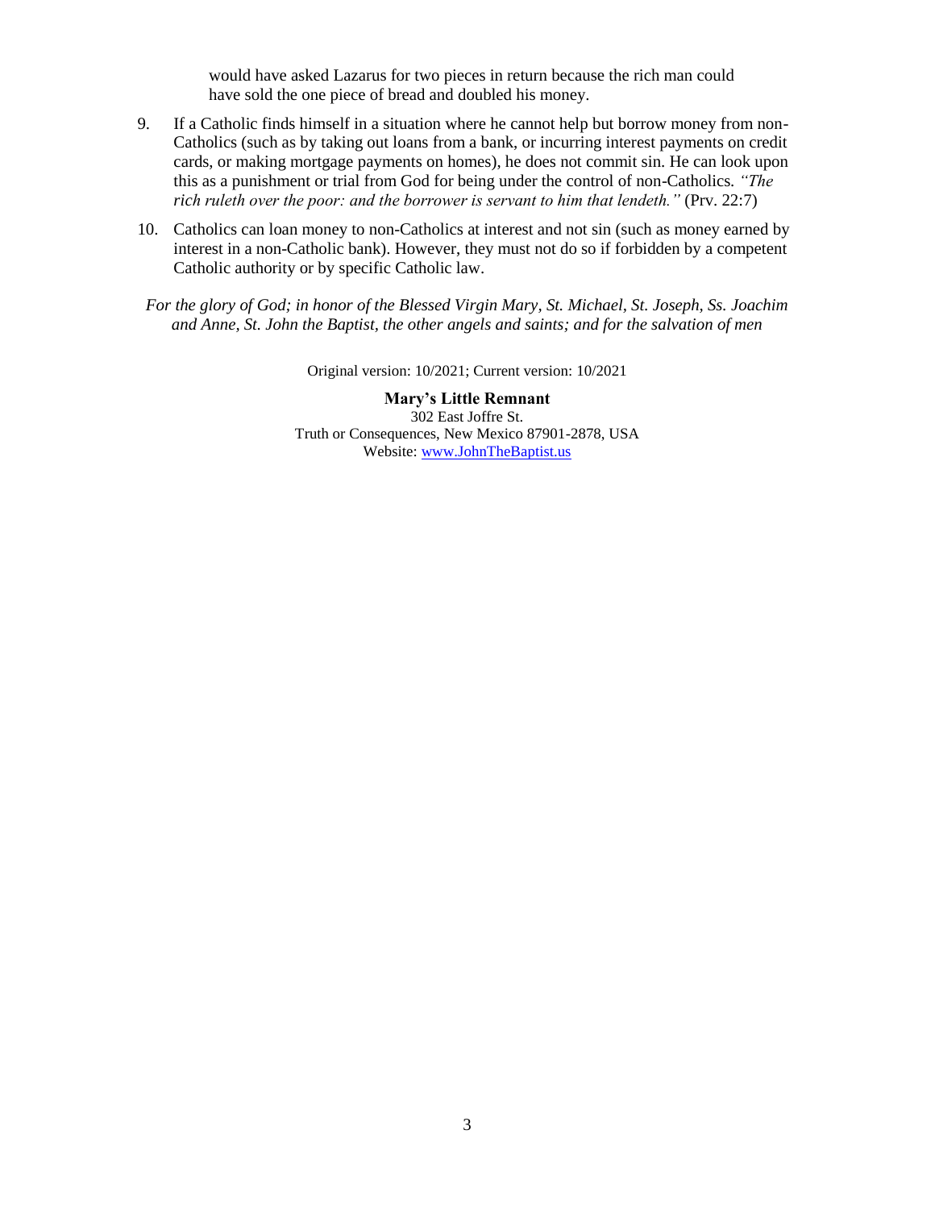would have asked Lazarus for two pieces in return because the rich man could have sold the one piece of bread and doubled his money.

9. If a Catholic finds himself in a situation where he cannot help but borrow money from non-Catholics (such as by taking out loans from a bank, or incurring interest payments on credit cards, or making mortgage payments on homes), he does not commit sin. He can look upon this as a punishment or trial from God for being under the control of non-Catholics. *"The rich ruleth over the poor: and the borrower is servant to him that lendeth."* (Prv. 22:7)

10. Catholics can loan money to non-Catholics at interest and not sin (such as money earned by interest in a non-Catholic bank). However, they must not do so if forbidden by a competent Catholic authority or by specific Catholic law.

*For the glory of God; in honor of the Blessed Virgin Mary, St. Michael, St. Joseph, Ss. Joachim and Anne, St. John the Baptist, the other angels and saints; and for the salvation of men*

Original version: 10/2021; Current version: 10/2021

**Mary's Little Remnant**
302 East Joffre St.
Truth or Consequences, New Mexico 87901-2878, USA
Website: www.JohnTheBaptist.us